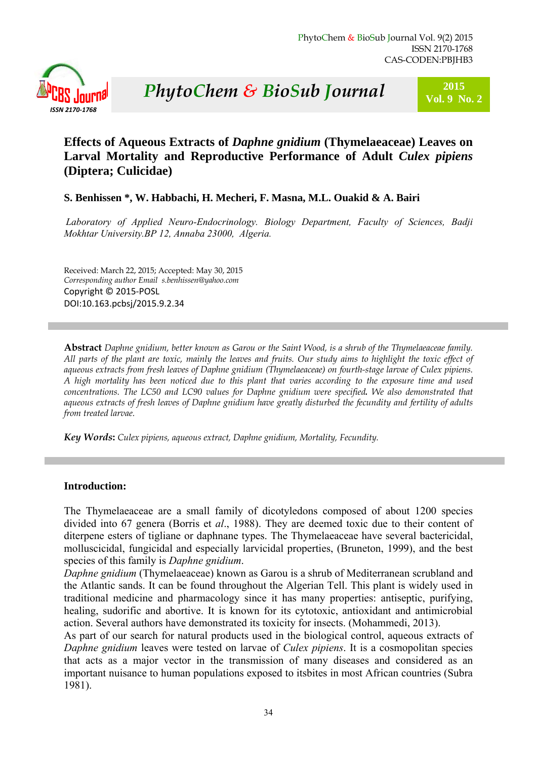# Effects of Aqueous Extracts of *Daphne gnidium* (Thymelaeaceae) Leaves on Larval Mortality and Reproductive Performance of Adult *Culex pipiens* (Diptera; Culicidae)

**S. Benhissen \*, W. Habbachi, H. Mecheri, F. Masna, M.L. Ouakid & A. Bairi**

*Laboratory of Applied Neuro-Endocrinology. Biology Department, Faculty of Sciences, Badji Mokhtar University.BP 12, Annaba 23000, Algeria.*

Received: March 22, 2015; Accepted: May 30, 2015
*Corresponding author Email s.benhissen@yahoo.com*
Copyright © 2015-POSL
DOI:10.163.pcbsj/2015.9.2.34

**Abstract** *Daphne gnidium, better known as Garou or the Saint Wood, is a shrub of the Thymelaeaceae family. All parts of the plant are toxic, mainly the leaves and fruits. Our study aims to highlight the toxic effect of aqueous extracts from fresh leaves of Daphne gnidium (Thymelaeaceae) on fourth-stage larvae of Culex pipiens. A high mortality has been noticed due to this plant that varies according to the exposure time and used concentrations. The LC50 and LC90 values for Daphne gnidium were specified. We also demonstrated that aqueous extracts of fresh leaves of Daphne gnidium have greatly disturbed the fecundity and fertility of adults from treated larvae.*

***Key Words*:** *Culex pipiens, aqueous extract, Daphne gnidium, Mortality, Fecundity.*

## Introduction:

The Thymelaeaceae are a small family of dicotyledons composed of about 1200 species divided into 67 genera (Borris et *al*., 1988). They are deemed toxic due to their content of diterpene esters of tigliane or daphnane types. The Thymelaeaceae have several bactericidal, molluscicidal, fungicidal and especially larvicidal properties, (Bruneton, 1999), and the best species of this family is *Daphne gnidium*.

*Daphne gnidium* (Thymelaeaceae) known as Garou is a shrub of Mediterranean scrubland and the Atlantic sands. It can be found throughout the Algerian Tell. This plant is widely used in traditional medicine and pharmacology since it has many properties: antiseptic, purifying, healing, sudorific and abortive. It is known for its cytotoxic, antioxidant and antimicrobial action. Several authors have demonstrated its toxicity for insects. (Mohammedi, 2013).

As part of our search for natural products used in the biological control, aqueous extracts of *Daphne gnidium* leaves were tested on larvae of *Culex pipiens*. It is a cosmopolitan species that acts as a major vector in the transmission of many diseases and considered as an important nuisance to human populations exposed to itsbites in most African countries (Subra 1981).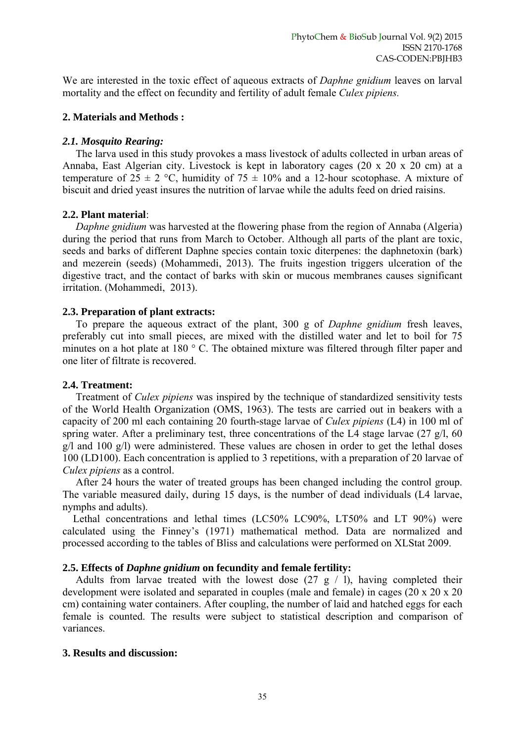We are interested in the toxic effect of aqueous extracts of *Daphne gnidium* leaves on larval mortality and the effect on fecundity and fertility of adult female *Culex pipiens.*

## 2. Materials and Methods :

### *2.1. Mosquito Rearing:*

The larva used in this study provokes a mass livestock of adults collected in urban areas of Annaba, East Algerian city. Livestock is kept in laboratory cages (20 x 20 x 20 cm) at a temperature of 25 ± 2 °C, humidity of 75 ± 10% and a 12-hour scotophase. A mixture of biscuit and dried yeast insures the nutrition of larvae while the adults feed on dried raisins.

### 2.2. Plant material:

*Daphne gnidium* was harvested at the flowering phase from the region of Annaba (Algeria) during the period that runs from March to October. Although all parts of the plant are toxic, seeds and barks of different Daphne species contain toxic diterpenes: the daphnetoxin (bark) and mezerein (seeds) (Mohammedi, 2013). The fruits ingestion triggers ulceration of the digestive tract, and the contact of barks with skin or mucous membranes causes significant irritation. (Mohammedi, 2013).

### 2.3. Preparation of plant extracts:

To prepare the aqueous extract of the plant, 300 g of *Daphne gnidium* fresh leaves, preferably cut into small pieces, are mixed with the distilled water and let to boil for 75 minutes on a hot plate at 180 ° C. The obtained mixture was filtered through filter paper and one liter of filtrate is recovered.

### 2.4. Treatment:

Treatment of *Culex pipiens* was inspired by the technique of standardized sensitivity tests of the World Health Organization (OMS, 1963). The tests are carried out in beakers with a capacity of 200 ml each containing 20 fourth-stage larvae of *Culex pipiens* (L4) in 100 ml of spring water. After a preliminary test, three concentrations of the L4 stage larvae (27 g/l, 60 g/l and 100 g/l) were administered. These values are chosen in order to get the lethal doses 100 (LD100). Each concentration is applied to 3 repetitions, with a preparation of 20 larvae of *Culex pipiens* as a control.

After 24 hours the water of treated groups has been changed including the control group. The variable measured daily, during 15 days, is the number of dead individuals (L4 larvae, nymphs and adults).

Lethal concentrations and lethal times (LC50% LC90%, LT50% and LT 90%) were calculated using the Finney's (1971) mathematical method. Data are normalized and processed according to the tables of Bliss and calculations were performed on XLStat 2009.

### 2.5. Effects of *Daphne gnidium* on fecundity and female fertility:

Adults from larvae treated with the lowest dose (27 g / l), having completed their development were isolated and separated in couples (male and female) in cages (20 x 20 x 20 cm) containing water containers. After coupling, the number of laid and hatched eggs for each female is counted. The results were subject to statistical description and comparison of variances.

## 3. Results and discussion: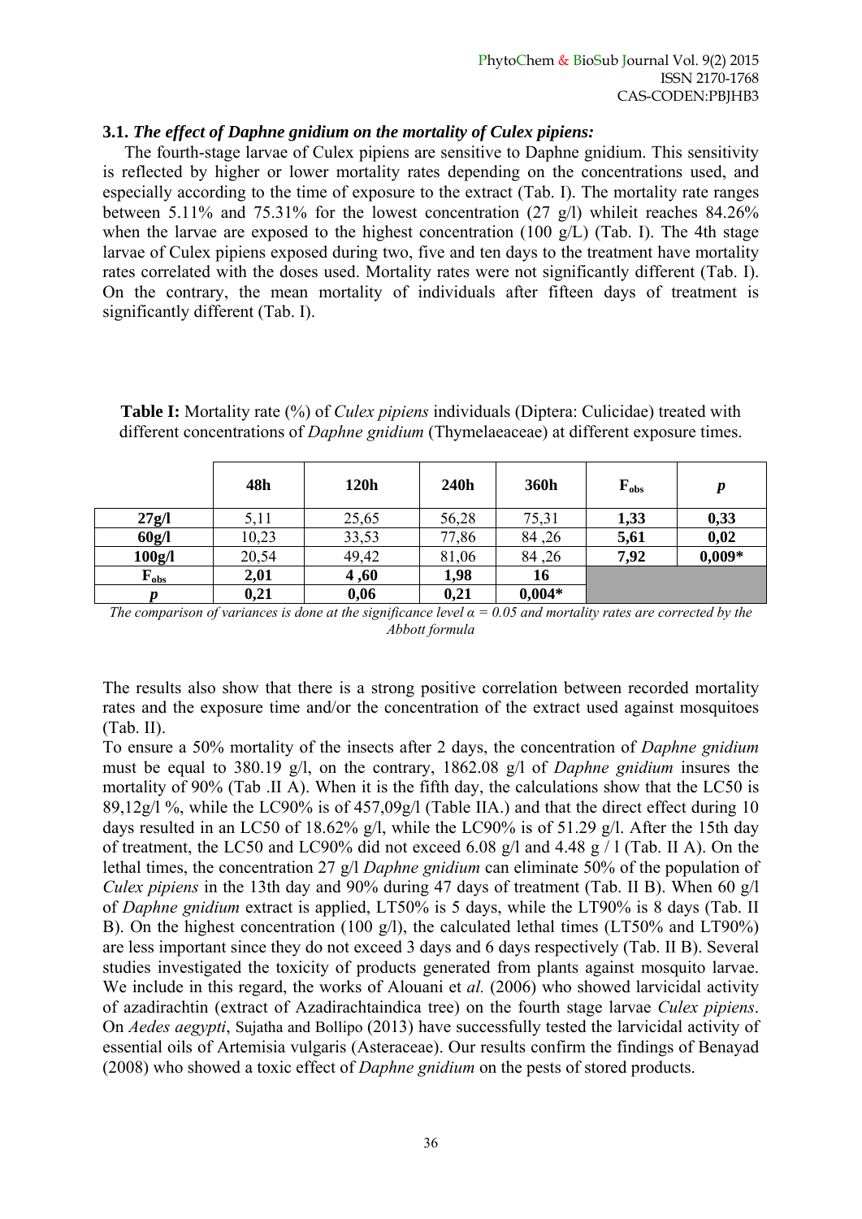### 3.1. *The effect of Daphne gnidium on the mortality of Culex pipiens:*

The fourth-stage larvae of Culex pipiens are sensitive to Daphne gnidium. This sensitivity is reflected by higher or lower mortality rates depending on the concentrations used, and especially according to the time of exposure to the extract (Tab. I). The mortality rate ranges between 5.11% and 75.31% for the lowest concentration (27 g/l) whileit reaches 84.26% when the larvae are exposed to the highest concentration (100 g/L) (Tab. I). The 4th stage larvae of Culex pipiens exposed during two, five and ten days to the treatment have mortality rates correlated with the doses used. Mortality rates were not significantly different (Tab. I). On the contrary, the mean mortality of individuals after fifteen days of treatment is significantly different (Tab. I).

**Table I:** Mortality rate (%) of *Culex pipiens* individuals (Diptera: Culicidae) treated with different concentrations of *Daphne gnidium* (Thymelaeaceae) at different exposure times.

| | **48h** | **120h** | **240h** | **360h** | $F_{obs}$ | ***p*** |
|---|---|---|---|---|---|---|
| **27g/l** | 5,11 | 25,65 | 56,28 | 75,31 | **1,33** | **0,33** |
| **60g/l** | 10,23 | 33,53 | 77,86 | 84 ,26 | **5,61** | **0,02** |
| **100g/l** | 20,54 | 49,42 | 81,06 | 84 ,26 | **7,92** | **0,009*** |
| $F_{obs}$ | **2,01** | **4 ,60** | **1,98** | **16** | | |
| ***p*** | **0,21** | **0,06** | **0,21** | **0,004*** | | |

*The comparison of variances is done at the significance level α = 0.05 and mortality rates are corrected by the Abbott formula*

The results also show that there is a strong positive correlation between recorded mortality rates and the exposure time and/or the concentration of the extract used against mosquitoes (Tab. II).

To ensure a 50% mortality of the insects after 2 days, the concentration of *Daphne gnidium* must be equal to 380.19 g/l, on the contrary, 1862.08 g/l of *Daphne gnidium* insures the mortality of 90% (Tab .II A). When it is the fifth day, the calculations show that the LC50 is 89,12g/l %, while the LC90% is of 457,09g/l (Table IIA.) and that the direct effect during 10 days resulted in an LC50 of 18.62% g/l, while the LC90% is of 51.29 g/l. After the 15th day of treatment, the LC50 and LC90% did not exceed 6.08 g/l and 4.48 g / l (Tab. II A). On the lethal times, the concentration 27 g/l *Daphne gnidium* can eliminate 50% of the population of *Culex pipiens* in the 13th day and 90% during 47 days of treatment (Tab. II B). When 60 g/l of *Daphne gnidium* extract is applied, LT50% is 5 days, while the LT90% is 8 days (Tab. II B). On the highest concentration (100 g/l), the calculated lethal times (LT50% and LT90%) are less important since they do not exceed 3 days and 6 days respectively (Tab. II B). Several studies investigated the toxicity of products generated from plants against mosquito larvae. We include in this regard, the works of Alouani et *al.* (2006) who showed larvicidal activity of azadirachtin (extract of Azadirachtaindica tree) on the fourth stage larvae *Culex pipiens*. On *Aedes aegypti*, Sujatha and Bollipo (2013) have successfully tested the larvicidal activity of essential oils of Artemisia vulgaris (Asteraceae). Our results confirm the findings of Benayad (2008) who showed a toxic effect of *Daphne gnidium* on the pests of stored products.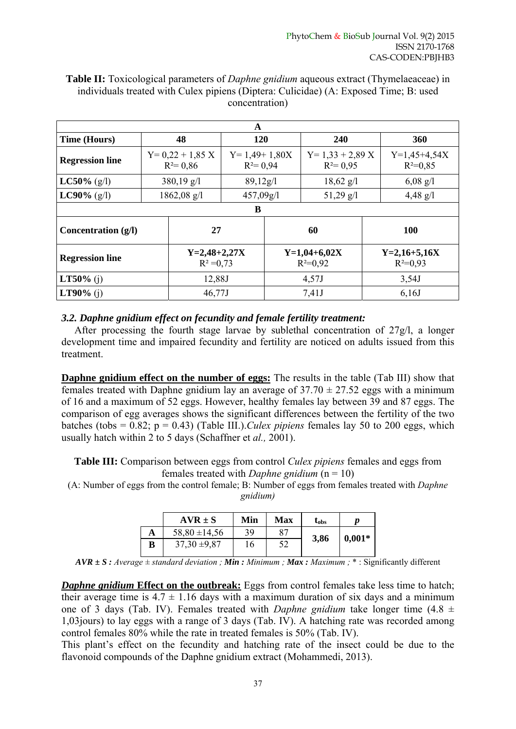**Table II:** Toxicological parameters of *Daphne gnidium* aqueous extract (Thymelaeaceae) in individuals treated with Culex pipiens (Diptera: Culicidae) (A: Exposed Time; B: used concentration)

| **A** | | | | |
|---|---|---|---|---|
| **Time (Hours)** | **48** | **120** | **240** | **360** |
| **Regression line** | Y= 0,22 + 1,85 X<br>$R^2$= 0,86 | Y= 1,49+ 1,80X<br>$R^2$= 0,94 | Y= 1,33 + 2,89 X<br>$R^2$= 0,95 | Y=1,45+4,54X<br>$R^2$=0,85 |
| **LC50%** (g/l) | 380,19 g/l | 89,12g/l | 18,62 g/l | 6,08 g/l |
| **LC90%** (g/l) | 1862,08 g/l | 457,09g/l | 51,29 g/l | 4,48 g/l |

| **B** | | | |
|---|---|---|---|
| **Concentration (g/l)** | **27** | **60** | **100** |
| **Regression line** | **Y=2,48+2,27X**<br>$R^2$ =0,73 | **Y=1,04+6,02X**<br>$R^2$=0,92 | **Y=2,16+5,16X**<br>$R^2$=0,93 |
| **LT50%** (j) | 12,88J | 4,57J | 3,54J |
| **LT90%** (j) | 46,77J | 7,41J | 6,16J |

### *3.2. Daphne gnidium effect on fecundity and female fertility treatment:*

After processing the fourth stage larvae by sublethal concentration of 27g/l, a longer development time and impaired fecundity and fertility are noticed on adults issued from this treatment.

**Daphne gnidium effect on the number of eggs:** The results in the table (Tab III) show that females treated with Daphne gnidium lay an average of 37.70 ± 27.52 eggs with a minimum of 16 and a maximum of 52 eggs. However, healthy females lay between 39 and 87 eggs. The comparison of egg averages shows the significant differences between the fertility of the two batches (tobs = 0.82; p = 0.43) (Table III.).*Culex pipiens* females lay 50 to 200 eggs, which usually hatch within 2 to 5 days (Schaffner et *al.,* 2001).

**Table III:** Comparison between eggs from control *Culex pipiens* females and eggs from females treated with *Daphne gnidium* (n = 10)

(A: Number of eggs from the control female; B: Number of eggs from females treated with *Daphne gnidium)*

| | **AVR ± S** | **Min** | **Max** | $t_{obs}$ | ***p*** |
|---|---|---|---|---|---|
| **A** | 58,80 ±14,56 | 39 | 87 | **3,86** | **0,001*** |
| **B** | 37,30 ±9,87 | 16 | 52 | | |

***AVR ± S :*** *Average ± standard deviation ;* ***Min :*** *Minimum ;* ***Max :*** *Maximum ;* * : Significantly different

***Daphne gnidium* Effect on the outbreak:** Eggs from control females take less time to hatch; their average time is 4.7 ± 1.16 days with a maximum duration of six days and a minimum one of 3 days (Tab. IV). Females treated with *Daphne gnidium* take longer time (4.8 ± 1,03jours) to lay eggs with a range of 3 days (Tab. IV). A hatching rate was recorded among control females 80% while the rate in treated females is 50% (Tab. IV).

This plant's effect on the fecundity and hatching rate of the insect could be due to the flavonoid compounds of the Daphne gnidium extract (Mohammedi, 2013).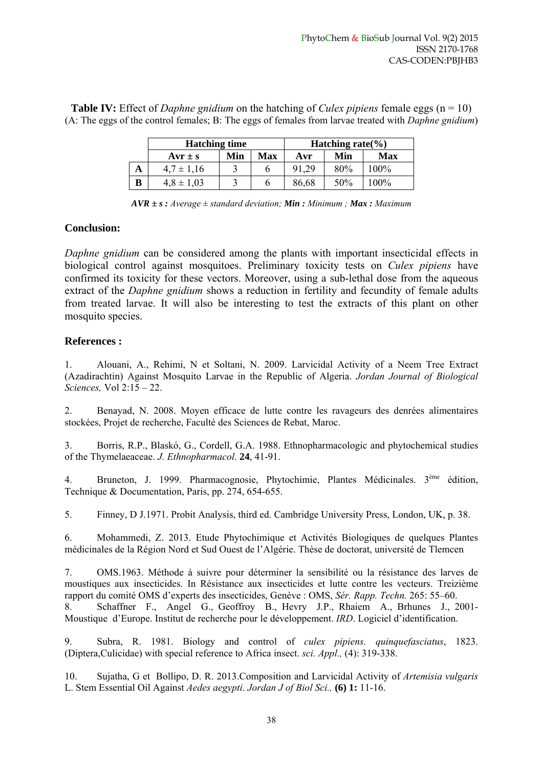**Table IV:** Effect of *Daphne gnidium* on the hatching of *Culex pipiens* female eggs (n = 10)
(A: The eggs of the control females; B: The eggs of females from larvae treated with *Daphne gnidium*)

| | Hatching time | | | Hatching rate(%) | | |
|---|---|---|---|---|---|---|
| | **Avr ± s** | **Min** | **Max** | **Avr** | **Min** | **Max** |
| **A** | 4,7 ± 1,16 | 3 | 6 | 91,29 | 80% | 100% |
| **B** | 4,8 ± 1,03 | 3 | 6 | 86,68 | 50% | 100% |

***AVR ± s :** Average ± standard deviation; **Min :** Minimum ; **Max :** Maximum*

## Conclusion:

*Daphne gnidium* can be considered among the plants with important insecticidal effects in biological control against mosquitoes. Preliminary toxicity tests on *Culex pipiens* have confirmed its toxicity for these vectors. Moreover, using a sub-lethal dose from the aqueous extract of the *Daphne gnidium* shows a reduction in fertility and fecundity of female adults from treated larvae. It will also be interesting to test the extracts of this plant on other mosquito species.

## References :

1. Alouani, A., Rehimi, N et Soltani, N. 2009. Larvicidal Activity of a Neem Tree Extract (Azadirachtin) Against Mosquito Larvae in the Republic of Algeria. *Jordan Journal of Biological Sciences,* Vol 2:15 – 22.

2. Benayad, N. 2008. Moyen efficace de lutte contre les ravageurs des denrées alimentaires stockées, Projet de recherche, Faculté des Sciences de Rebat, Maroc.

3. Borris, R.P., Blaskó, G., Cordell, G.A. 1988. Ethnopharmacologic and phytochemical studies of the Thymelaeaceae. *J. Ethnopharmacol.* **24**, 41-91.

4. Bruneton, J. 1999. Pharmacognosie, Phytochimie, Plantes Médicinales. 3éme édition, Technique & Documentation, Paris, pp. 274, 654-655.

5. Finney, D J.1971. Probit Analysis, third ed. Cambridge University Press, London, UK, p. 38.

6. Mohammedi, Z. 2013. Etude Phytochimique et Activités Biologiques de quelques Plantes médicinales de la Région Nord et Sud Ouest de l'Algérie. Thèse de doctorat, université de Tlemcen

7. OMS.1963. Méthode à suivre pour déterminer la sensibilité ou la résistance des larves de moustiques aux insecticides. In Résistance aux insecticides et lutte contre les vecteurs. Treizième rapport du comité OMS d'experts des insecticides, Genève : OMS, *Sér. Rapp. Techn.* 265: 55–60.

8. Schaffner F., Angel G., Geoffroy B., Hevry J.P., Rhaiem A., Brhunes J., 2001- Moustique d'Europe. Institut de recherche pour le développement. *IRD*. Logiciel d'identification.

9. Subra, R. 1981. Biology and control of *culex pipiens. quinquefasciatus*, 1823. (Diptera,Culicidae) with special reference to Africa insect. *sci. Appl.,* (4): 319-338.

10. Sujatha, G et Bollipo, D. R. 2013.Composition and Larvicidal Activity of *Artemisia vulgaris* L. Stem Essential Oil Against *Aedes aegypti*. *Jordan J of Biol Sci.,* **(6) 1:** 11-16.